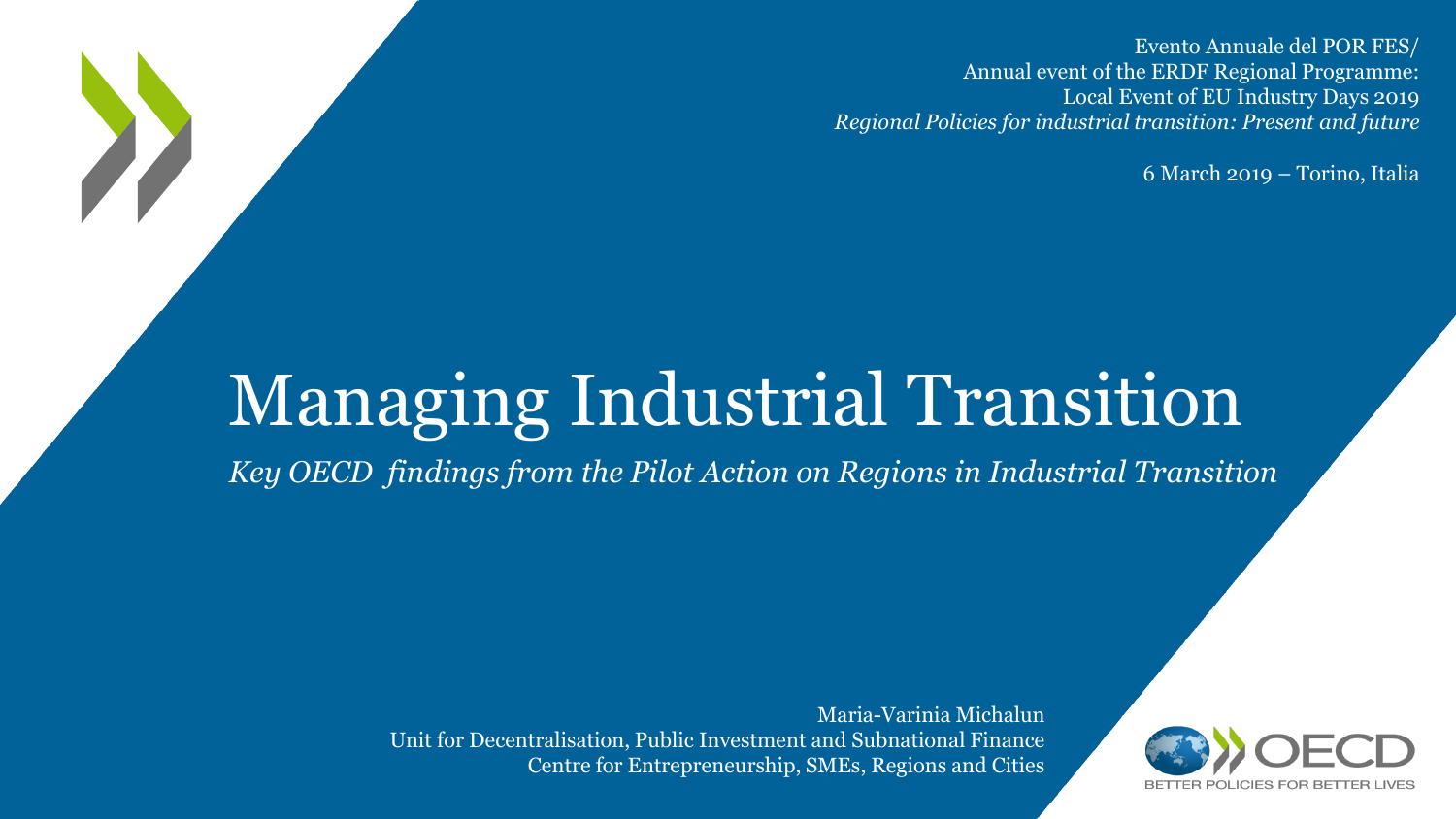Evento Annuale del POR FES/
Annual event of the ERDF Regional Programme:
Local Event of EU Industry Days 2019
*Regional Policies for industrial transition: Present and future*

6 March 2019 – Torino, Italia

# Managing Industrial Transition

*Key OECD findings from the Pilot Action on Regions in Industrial Transition*

Maria-Varinia Michalun
Unit for Decentralisation, Public Investment and Subnational Finance
Centre for Entrepreneurship, SMEs, Regions and Cities

OECD
BETTER POLICIES FOR BETTER LIVES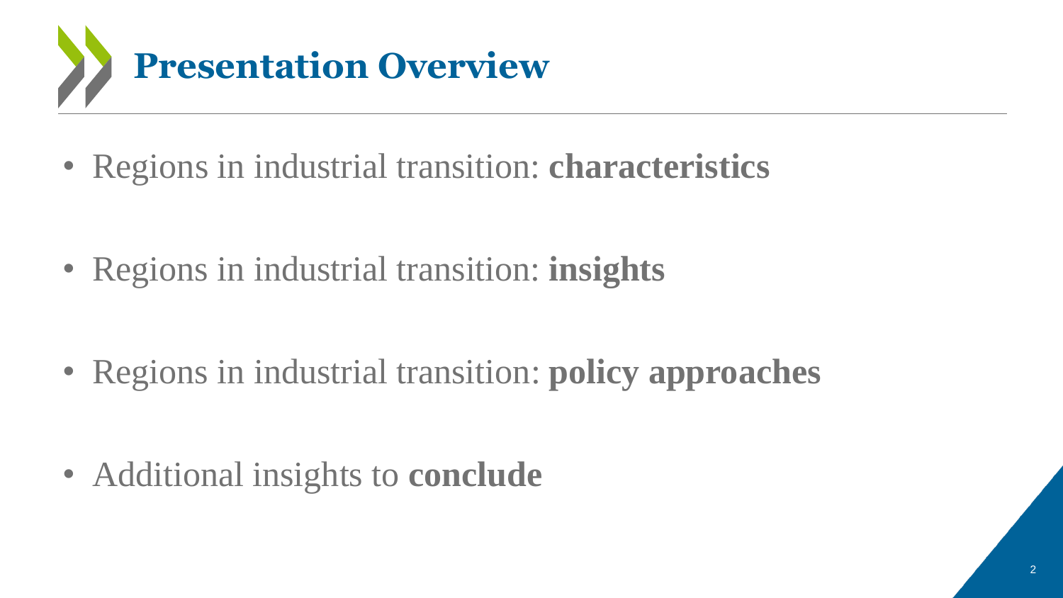# Presentation Overview

- Regions in industrial transition: **characteristics**
- Regions in industrial transition: **insights**
- Regions in industrial transition: **policy approaches**
- Additional insights to **conclude**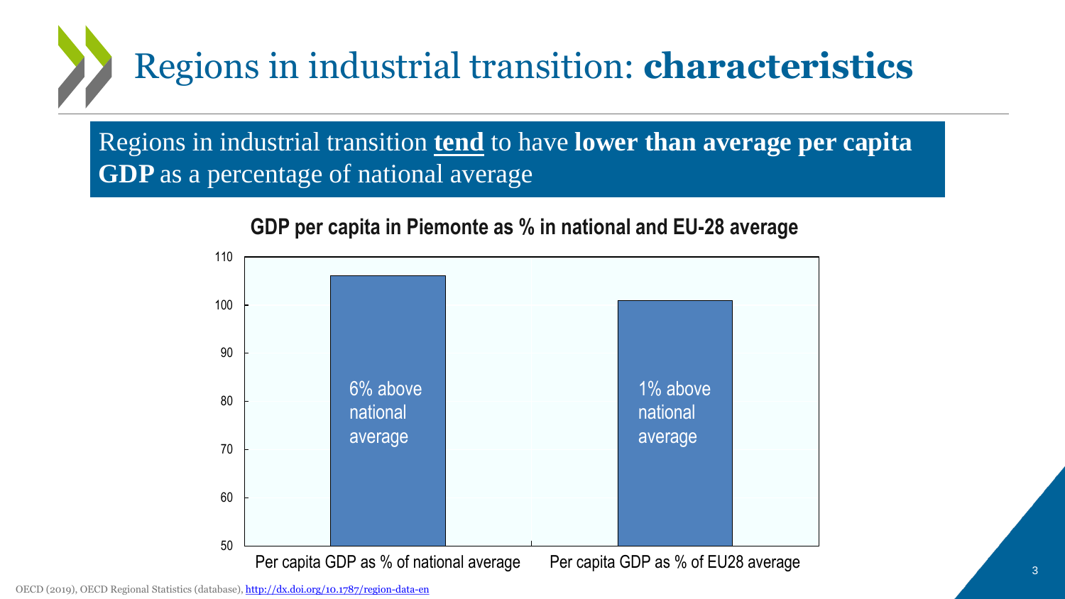# Regions in industrial transition: **characteristics**

Regions in industrial transition **tend** to have **lower than average per capita GDP** as a percentage of national average

**GDP per capita in Piemonte as % in national and EU-28 average**

| | Per capita GDP as % of national average | Per capita GDP as % of EU28 average |
|---|---|---|
| Value | 6% above national average | 1% above national average |

OECD (2019), OECD Regional Statistics (database), http://dx.doi.org/10.1787/region-data-en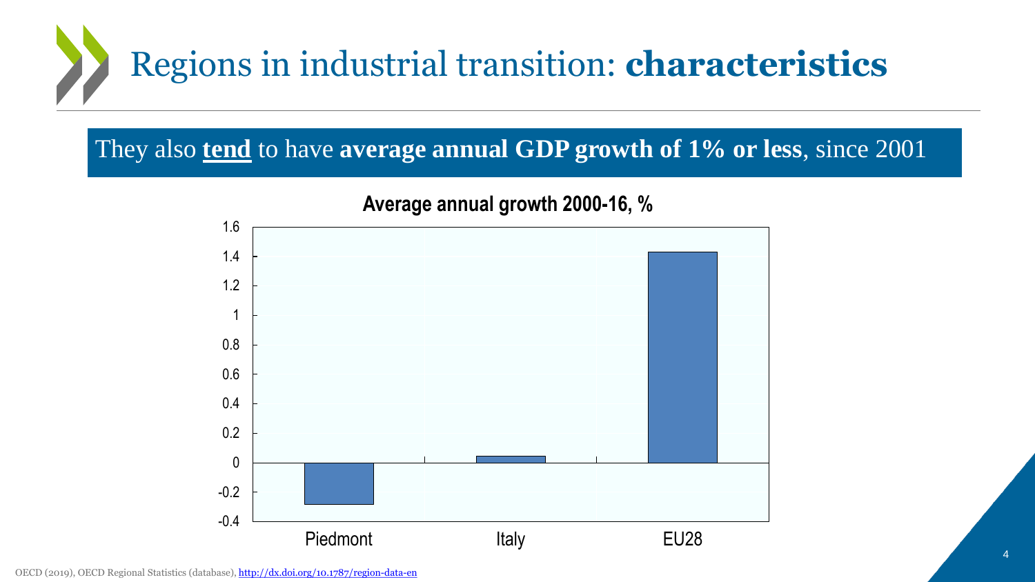# Regions in industrial transition: **characteristics**

They also **tend** to have **average annual GDP growth of 1% or less**, since 2001

**Average annual growth 2000-16, %**

| Region | Value (approx.) |
|---|---|
| Piedmont | -0.28 |
| Italy | 0.05 |
| EU28 | 1.43 |

OECD (2019), OECD Regional Statistics (database), http://dx.doi.org/10.1787/region-data-en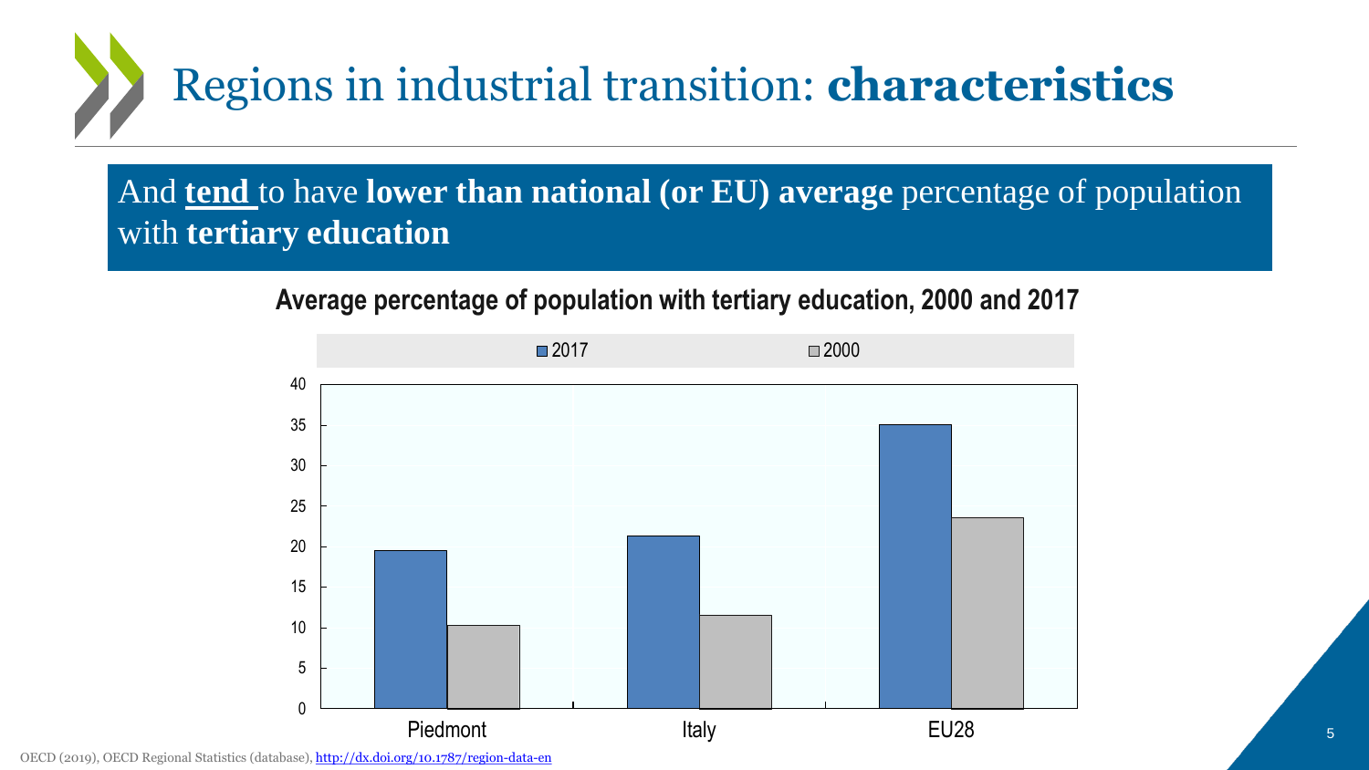# Regions in industrial transition: **characteristics**

And **<u>tend</u>** to have **lower than national (or EU) average** percentage of population with **tertiary education**

**Average percentage of population with tertiary education, 2000 and 2017**

| | 2017 | 2000 |
|---|---|---|
| Piedmont | ~19.5 | ~10.3 |
| Italy | ~21.3 | ~11.5 |
| EU28 | ~35 | ~23.5 |

OECD (2019), OECD Regional Statistics (database), http://dx.doi.org/10.1787/region-data-en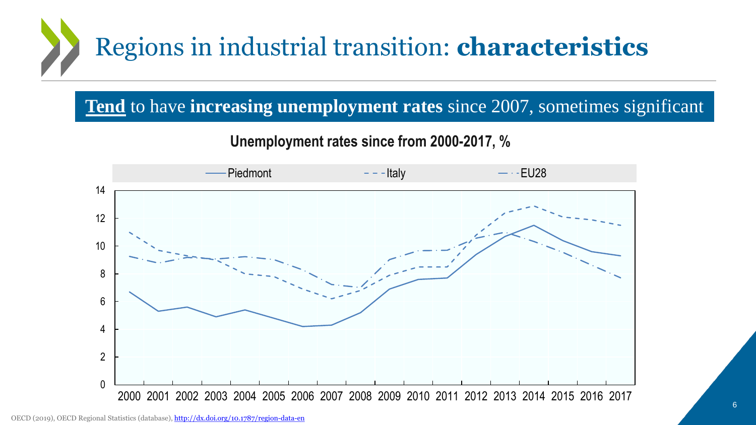# Regions in industrial transition: **characteristics**

**Tend** to have **increasing unemployment rates** since 2007, sometimes significant

**Unemployment rates since from 2000-2017, %**

OECD (2019), OECD Regional Statistics (database), http://dx.doi.org/10.1787/region-data-en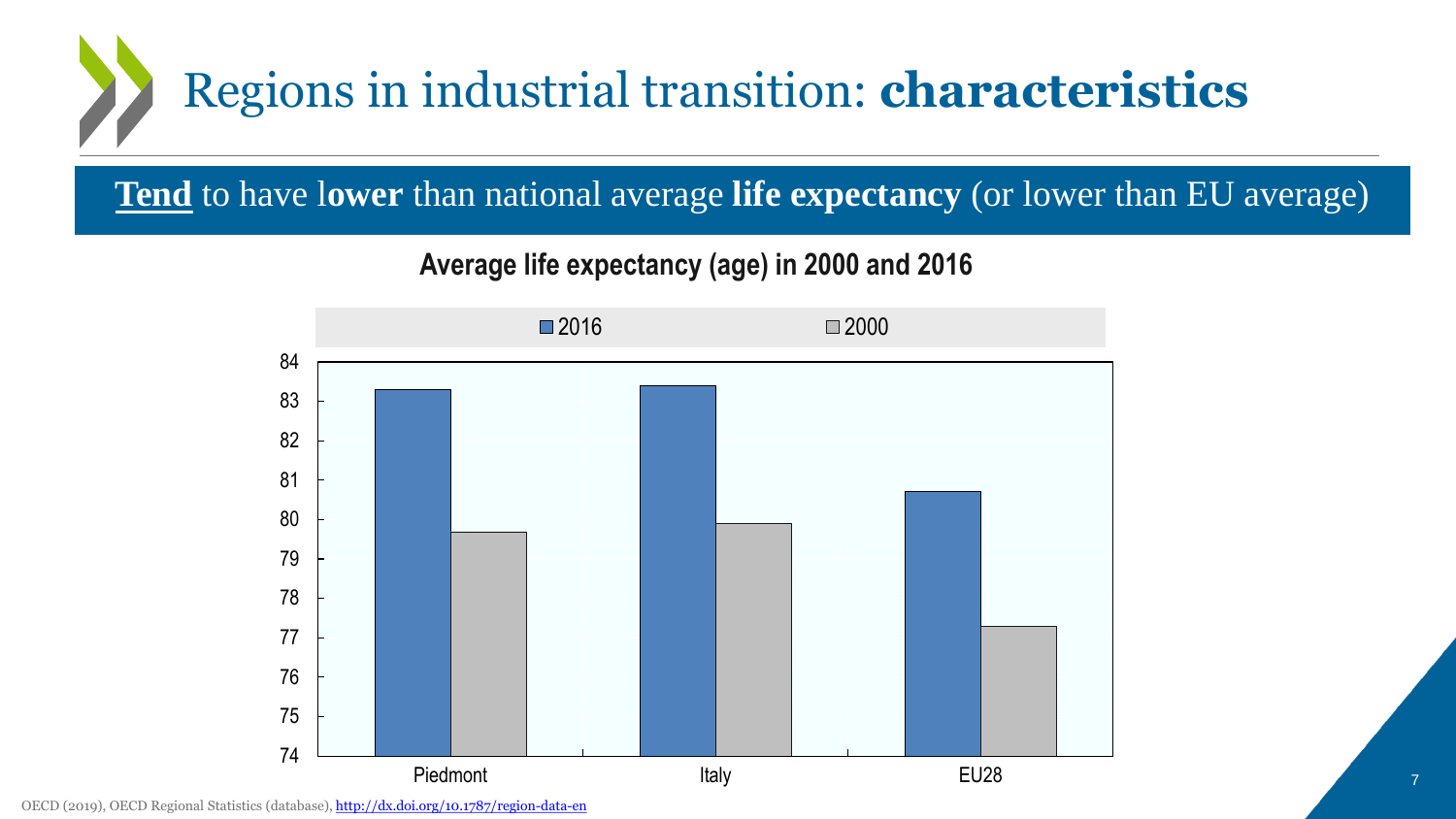# Regions in industrial transition: **characteristics**

**Tend** to have l**ower** than national average **life expectancy** (or lower than EU average)

**Average life expectancy (age) in 2000 and 2016**

| | 2016 | 2000 |
|---|---|---|
| Piedmont | 83.3 | 79.7 |
| Italy | 83.4 | 79.9 |
| EU28 | 80.7 | 77.3 |

OECD (2019), OECD Regional Statistics (database), http://dx.doi.org/10.1787/region-data-en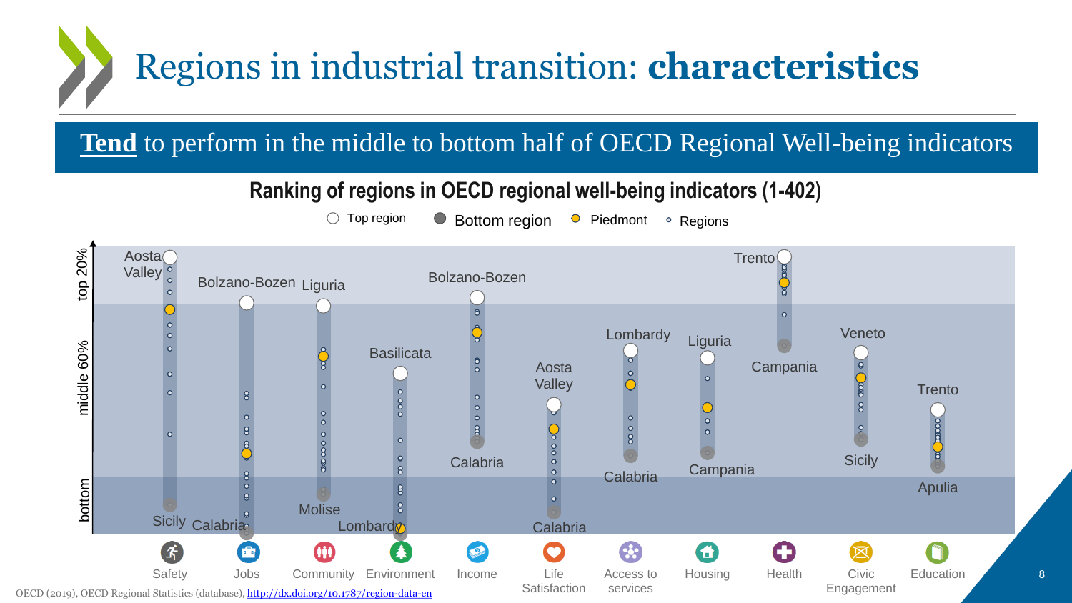# Regions in industrial transition: **characteristics**

## **Tend** to perform in the middle to bottom half of OECD Regional Well-being indicators

**Ranking of regions in OECD regional well-being indicators (1-402)**

Legend: Top region · Bottom region · Piedmont · Regions

Bands: top 20% · middle 60% · bottom

| Indicator | Top region | Bottom region |
|---|---|---|
| Safety | Aosta Valley | Sicily |
| Jobs | Bolzano-Bozen | Calabria |
| Community | Liguria | Molise |
| Environment | Basilicata | Lombardy |
| Income | Bolzano-Bozen | Calabria |
| Life Satisfaction | Aosta Valley | Calabria |
| Access to services | Lombardy | Calabria |
| Housing | Liguria | Campania |
| Health | Trento | Campania |
| Civic Engagement | Veneto | Sicily |
| Education | Trento | Apulia |

OECD (2019), OECD Regional Statistics (database), http://dx.doi.org/10.1787/region-data-en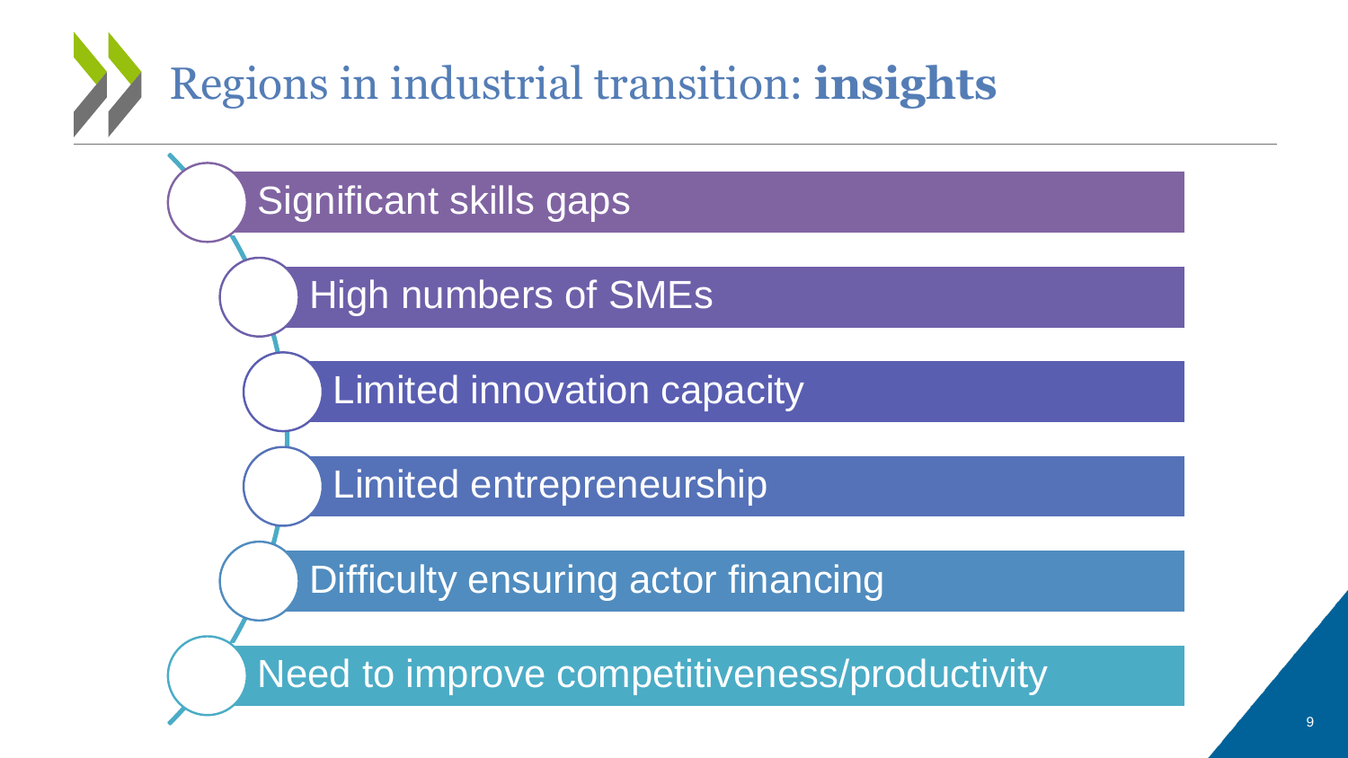# Regions in industrial transition: **insights**

- Significant skills gaps
- High numbers of SMEs
- Limited innovation capacity
- Limited entrepreneurship
- Difficulty ensuring actor financing
- Need to improve competitiveness/productivity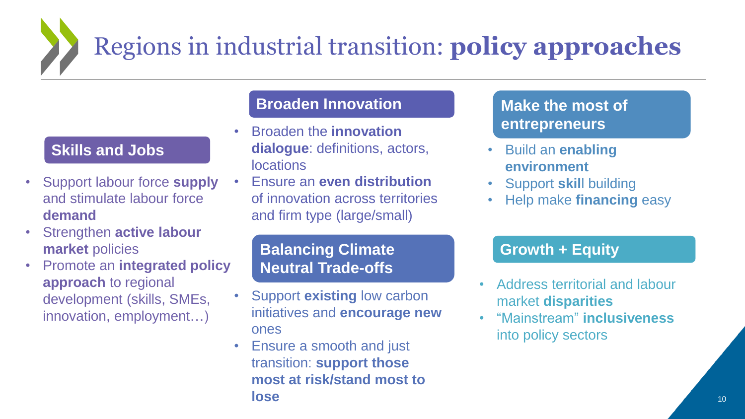# Regions in industrial transition: **policy approaches**

## Skills and Jobs

- Support labour force **supply** and stimulate labour force **demand**
- Strengthen **active labour market** policies
- Promote an **integrated policy approach** to regional development (skills, SMEs, innovation, employment…)

## Broaden Innovation

- Broaden the **innovation dialogue**: definitions, actors, locations
- Ensure an **even distribution** of innovation across territories and firm type (large/small)

## Balancing Climate Neutral Trade-offs

- Support **existing** low carbon initiatives and **encourage new** ones
- Ensure a smooth and just transition: **support those most at risk/stand most to lose**

## Make the most of entrepreneurs

- Build an **enabling environment**
- Support **skil**l building
- Help make **financing** easy

## Growth + Equity

- Address territorial and labour market **disparities**
- "Mainstream" **inclusiveness** into policy sectors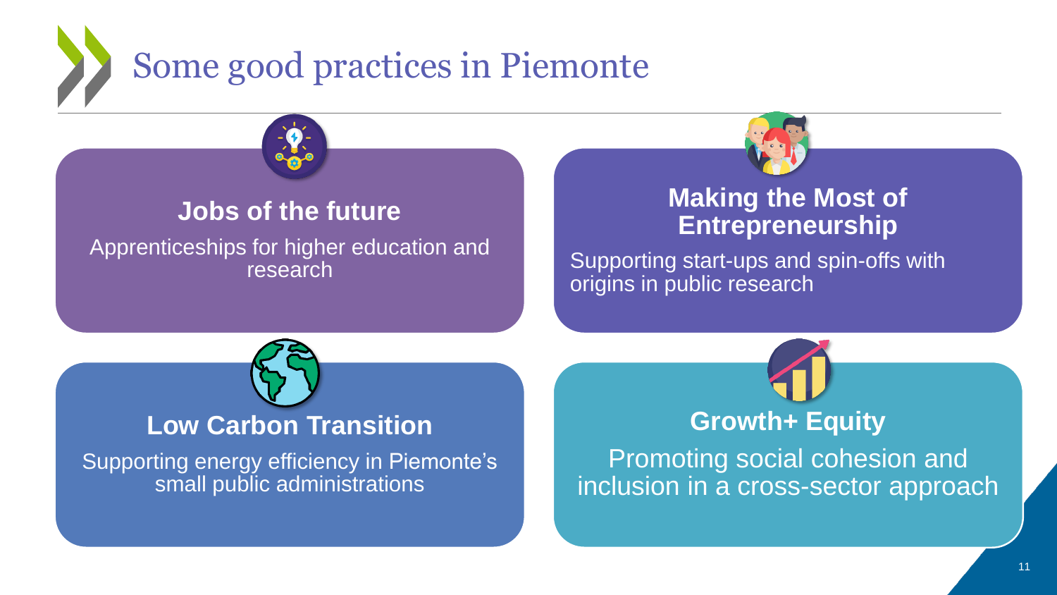# Some good practices in Piemonte

## Jobs of the future

Apprenticeships for higher education and research

## Making the Most of Entrepreneurship

Supporting start-ups and spin-offs with origins in public research

## Low Carbon Transition

Supporting energy efficiency in Piemonte's small public administrations

## Growth+ Equity

Promoting social cohesion and inclusion in a cross-sector approach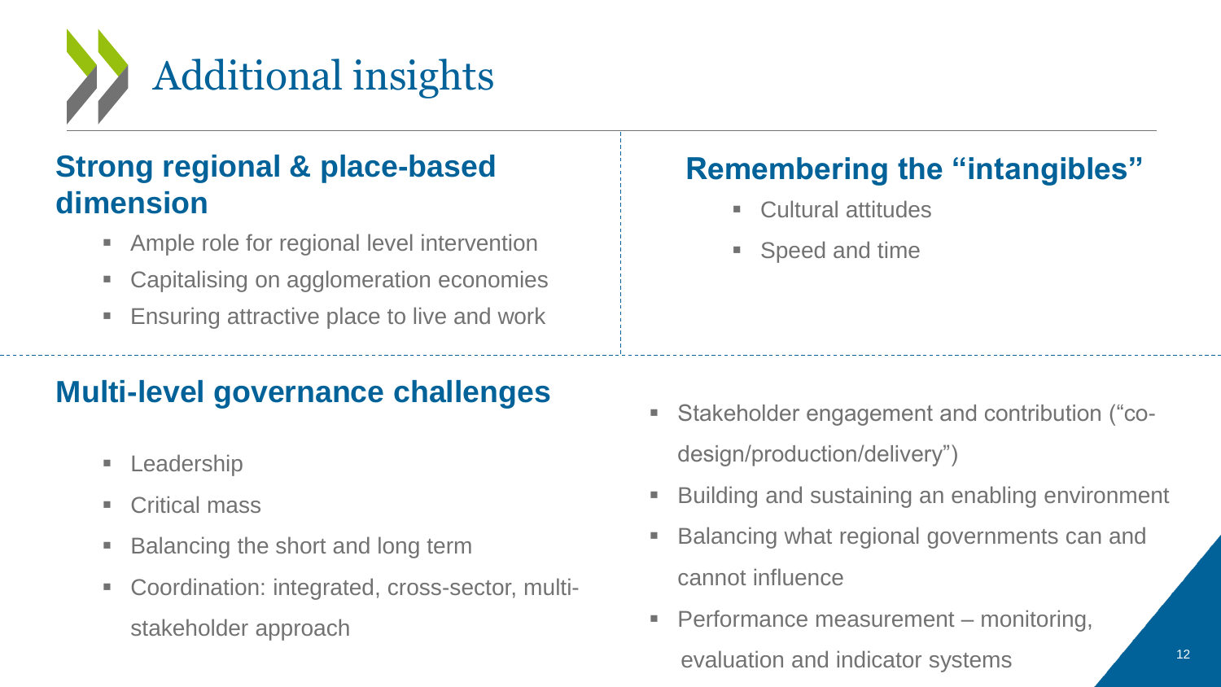# Additional insights

## Strong regional & place-based dimension

- Ample role for regional level intervention
- Capitalising on agglomeration economies
- Ensuring attractive place to live and work

## Remembering the "intangibles"

- Cultural attitudes
- Speed and time

## Multi-level governance challenges

- Leadership
- Critical mass
- Balancing the short and long term
- Coordination: integrated, cross-sector, multi-stakeholder approach
- Stakeholder engagement and contribution ("co-design/production/delivery")
- Building and sustaining an enabling environment
- Balancing what regional governments can and cannot influence
- Performance measurement – monitoring, evaluation and indicator systems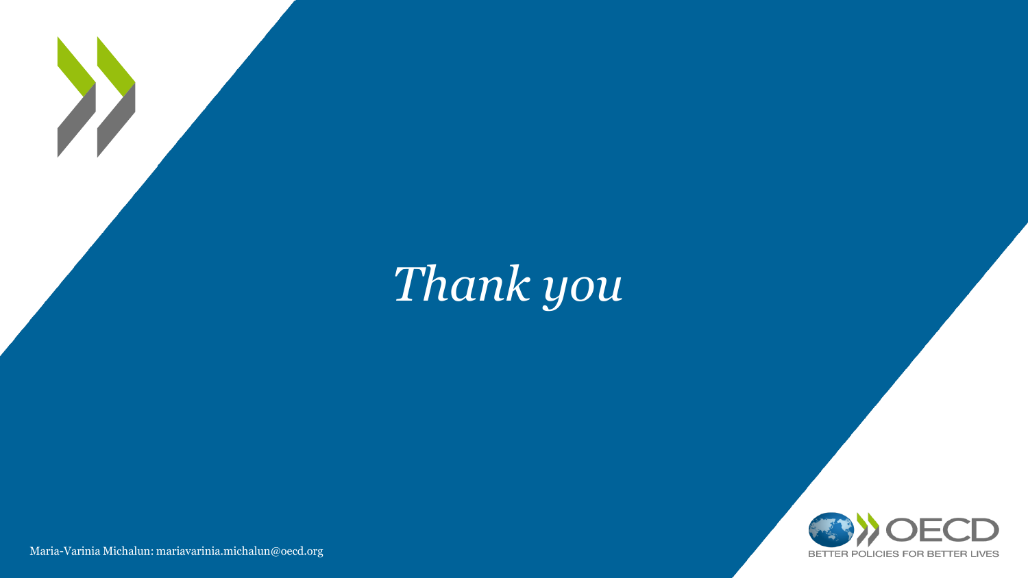*Thank you*

Maria-Varinia Michalun: mariavarinia.michalun@oecd.org